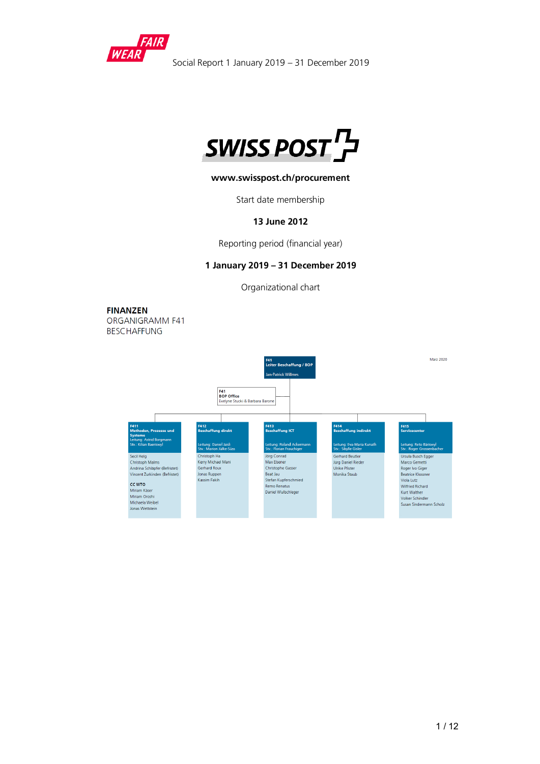Social Report 1 January 2019 – 31 December 2019

# SWISS POST

**www.swisspost.ch/procurement**

Start date membership

**13 June 2012**

Reporting period (financial year)

**1 January 2019 – 31 December 2019**

Organizational chart

**FINANZEN**
ORGANIGRAMM F41
BESCHAFFUNG

März 2020

**F41 Leiter Beschaffung / BOP**
Jan-Patrick Willmes

**F41 BOP Office**
Evelyne Stucki & Barbara Barone

| F411 Methoden, Prozesse und Systeme | F412 Beschaffung direkt | F413 Beschaffung ICT | F414 Beschaffung indirekt | F415 Servicecenter |
|---|---|---|---|---|
| Leitung: Astrid Borgmann<br>Stv.: Kilian Baeriswyl | Leitung: Daniel Jaisli<br>Stv.: Marion Julke-Süss | Leitung: Roland Ackermann<br>Stv.: Florian Frauchiger | Leitung: Eva-Maria Kunath<br>Stv.: Sibylle Gisler | Leitung: Reto Bäriswyl<br>Stv.: Roger Grossenbacher |
| Secil Helg<br>Christoph Malms<br>Andrina Schläpfer (Befristet)<br>Vincent Zurkinden (Befristet)<br><br>**CC WTO**<br>Miriam Käser<br>Miriam Oroshi<br>Michaela Weibel<br>Jonas Wettstein | Christoph Ha<br>Kerry Michael Mani<br>Gerhard Roux<br>Jonas Ruppen<br>Kassim Fakih | Jörg Conrad<br>Max Elsener<br>Christophe Gasser<br>Beat Jau<br>Stefan Kupferschmied<br>Remo Renatus<br>Daniel Wullschleger | Gerhard Beutler<br>Jürg Daniel Rieder<br>Ulrike Pfister<br>Monika Staub | Ursula Busch Egger<br>Marco Gemetti<br>Roger Ivo Giger<br>Beatrice Klossner<br>Viola Lutz<br>Wilfried Richard<br>Kurt Walther<br>Volker Schindler<br>Susan Sindermann Scholz |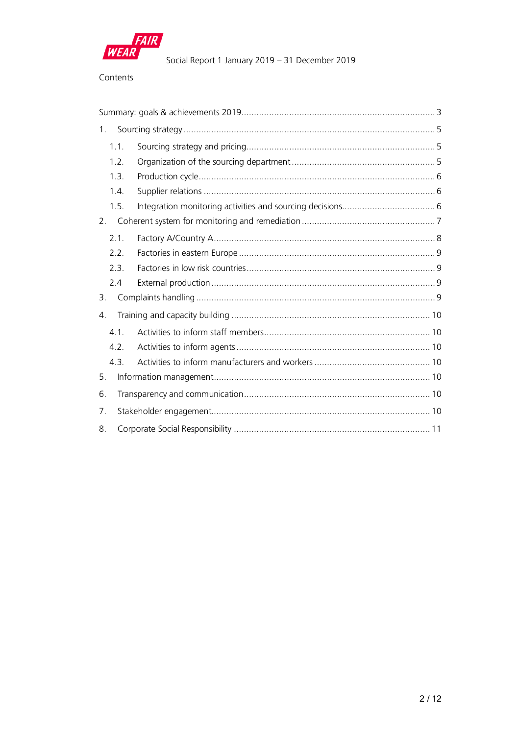Social Report 1 January 2019 – 31 December 2019

Contents

Summary: goals & achievements 2019 ..... 3

1. Sourcing strategy ..... 5
   - 1.1. Sourcing strategy and pricing ..... 5
   - 1.2. Organization of the sourcing department ..... 5
   - 1.3. Production cycle ..... 6
   - 1.4. Supplier relations ..... 6
   - 1.5. Integration monitoring activities and sourcing decisions ..... 6
2. Coherent system for monitoring and remediation ..... 7
   - 2.1. Factory A/Country A ..... 8
   - 2.2. Factories in eastern Europe ..... 9
   - 2.3. Factories in low risk countries ..... 9
   - 2.4 External production ..... 9
3. Complaints handling ..... 9
4. Training and capacity building ..... 10
   - 4.1. Activities to inform staff members ..... 10
   - 4.2. Activities to inform agents ..... 10
   - 4.3. Activities to inform manufacturers and workers ..... 10
5. Information management ..... 10
6. Transparency and communication ..... 10
7. Stakeholder engagement ..... 10
8. Corporate Social Responsibility ..... 11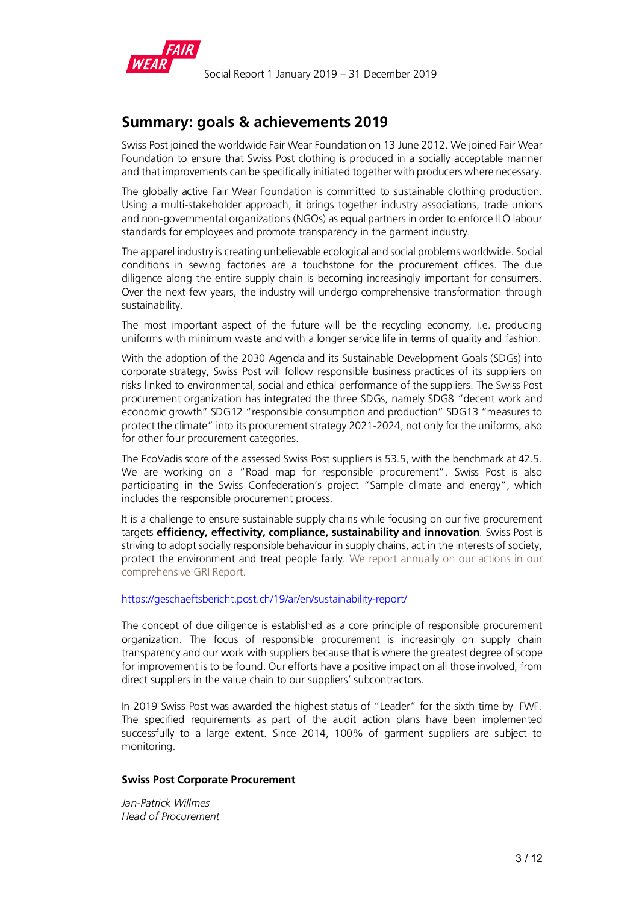## Summary: goals & achievements 2019

Swiss Post joined the worldwide Fair Wear Foundation on 13 June 2012. We joined Fair Wear Foundation to ensure that Swiss Post clothing is produced in a socially acceptable manner and that improvements can be specifically initiated together with producers where necessary.

The globally active Fair Wear Foundation is committed to sustainable clothing production. Using a multi-stakeholder approach, it brings together industry associations, trade unions and non-governmental organizations (NGOs) as equal partners in order to enforce ILO labour standards for employees and promote transparency in the garment industry.

The apparel industry is creating unbelievable ecological and social problems worldwide. Social conditions in sewing factories are a touchstone for the procurement offices. The due diligence along the entire supply chain is becoming increasingly important for consumers. Over the next few years, the industry will undergo comprehensive transformation through sustainability.

The most important aspect of the future will be the recycling economy, i.e. producing uniforms with minimum waste and with a longer service life in terms of quality and fashion.

With the adoption of the 2030 Agenda and its Sustainable Development Goals (SDGs) into corporate strategy, Swiss Post will follow responsible business practices of its suppliers on risks linked to environmental, social and ethical performance of the suppliers. The Swiss Post procurement organization has integrated the three SDGs, namely SDG8 "decent work and economic growth" SDG12 "responsible consumption and production" SDG13 "measures to protect the climate" into its procurement strategy 2021-2024, not only for the uniforms, also for other four procurement categories.

The EcoVadis score of the assessed Swiss Post suppliers is 53.5, with the benchmark at 42.5. We are working on a "Road map for responsible procurement". Swiss Post is also participating in the Swiss Confederation's project "Sample climate and energy", which includes the responsible procurement process.

It is a challenge to ensure sustainable supply chains while focusing on our five procurement targets **efficiency, effectivity, compliance, sustainability and innovation**. Swiss Post is striving to adopt socially responsible behaviour in supply chains, act in the interests of society, protect the environment and treat people fairly. We report annually on our actions in our comprehensive GRI Report.

https://geschaeftsbericht.post.ch/19/ar/en/sustainability-report/

The concept of due diligence is established as a core principle of responsible procurement organization. The focus of responsible procurement is increasingly on supply chain transparency and our work with suppliers because that is where the greatest degree of scope for improvement is to be found. Our efforts have a positive impact on all those involved, from direct suppliers in the value chain to our suppliers' subcontractors.

In 2019 Swiss Post was awarded the highest status of "Leader" for the sixth time by FWF. The specified requirements as part of the audit action plans have been implemented successfully to a large extent. Since 2014, 100% of garment suppliers are subject to monitoring.

**Swiss Post Corporate Procurement**

*Jan-Patrick Willmes*
*Head of Procurement*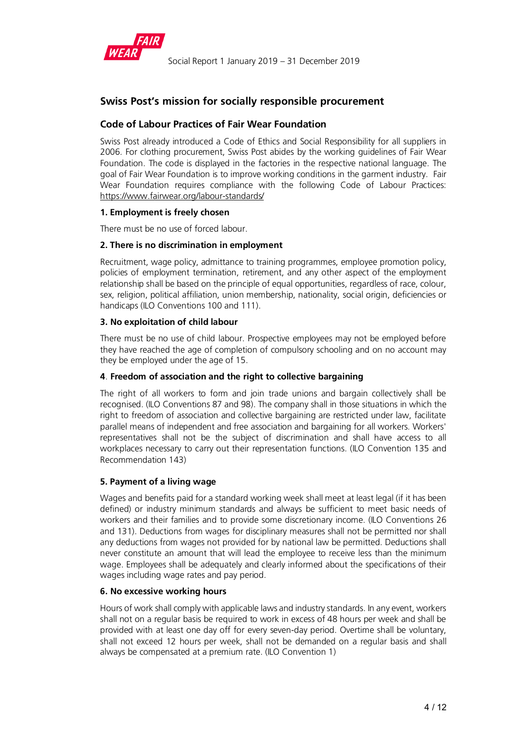## Swiss Post's mission for socially responsible procurement

### Code of Labour Practices of Fair Wear Foundation

Swiss Post already introduced a Code of Ethics and Social Responsibility for all suppliers in 2006. For clothing procurement, Swiss Post abides by the working guidelines of Fair Wear Foundation. The code is displayed in the factories in the respective national language. The goal of Fair Wear Foundation is to improve working conditions in the garment industry. Fair Wear Foundation requires compliance with the following Code of Labour Practices: https://www.fairwear.org/labour-standards/

**1. Employment is freely chosen**

There must be no use of forced labour.

**2. There is no discrimination in employment**

Recruitment, wage policy, admittance to training programmes, employee promotion policy, policies of employment termination, retirement, and any other aspect of the employment relationship shall be based on the principle of equal opportunities, regardless of race, colour, sex, religion, political affiliation, union membership, nationality, social origin, deficiencies or handicaps (ILO Conventions 100 and 111).

**3. No exploitation of child labour**

There must be no use of child labour. Prospective employees may not be employed before they have reached the age of completion of compulsory schooling and on no account may they be employed under the age of 15.

**4. Freedom of association and the right to collective bargaining**

The right of all workers to form and join trade unions and bargain collectively shall be recognised. (ILO Conventions 87 and 98). The company shall in those situations in which the right to freedom of association and collective bargaining are restricted under law, facilitate parallel means of independent and free association and bargaining for all workers. Workers' representatives shall not be the subject of discrimination and shall have access to all workplaces necessary to carry out their representation functions. (ILO Convention 135 and Recommendation 143)

**5. Payment of a living wage**

Wages and benefits paid for a standard working week shall meet at least legal (if it has been defined) or industry minimum standards and always be sufficient to meet basic needs of workers and their families and to provide some discretionary income. (ILO Conventions 26 and 131). Deductions from wages for disciplinary measures shall not be permitted nor shall any deductions from wages not provided for by national law be permitted. Deductions shall never constitute an amount that will lead the employee to receive less than the minimum wage. Employees shall be adequately and clearly informed about the specifications of their wages including wage rates and pay period.

**6. No excessive working hours**

Hours of work shall comply with applicable laws and industry standards. In any event, workers shall not on a regular basis be required to work in excess of 48 hours per week and shall be provided with at least one day off for every seven-day period. Overtime shall be voluntary, shall not exceed 12 hours per week, shall not be demanded on a regular basis and shall always be compensated at a premium rate. (ILO Convention 1)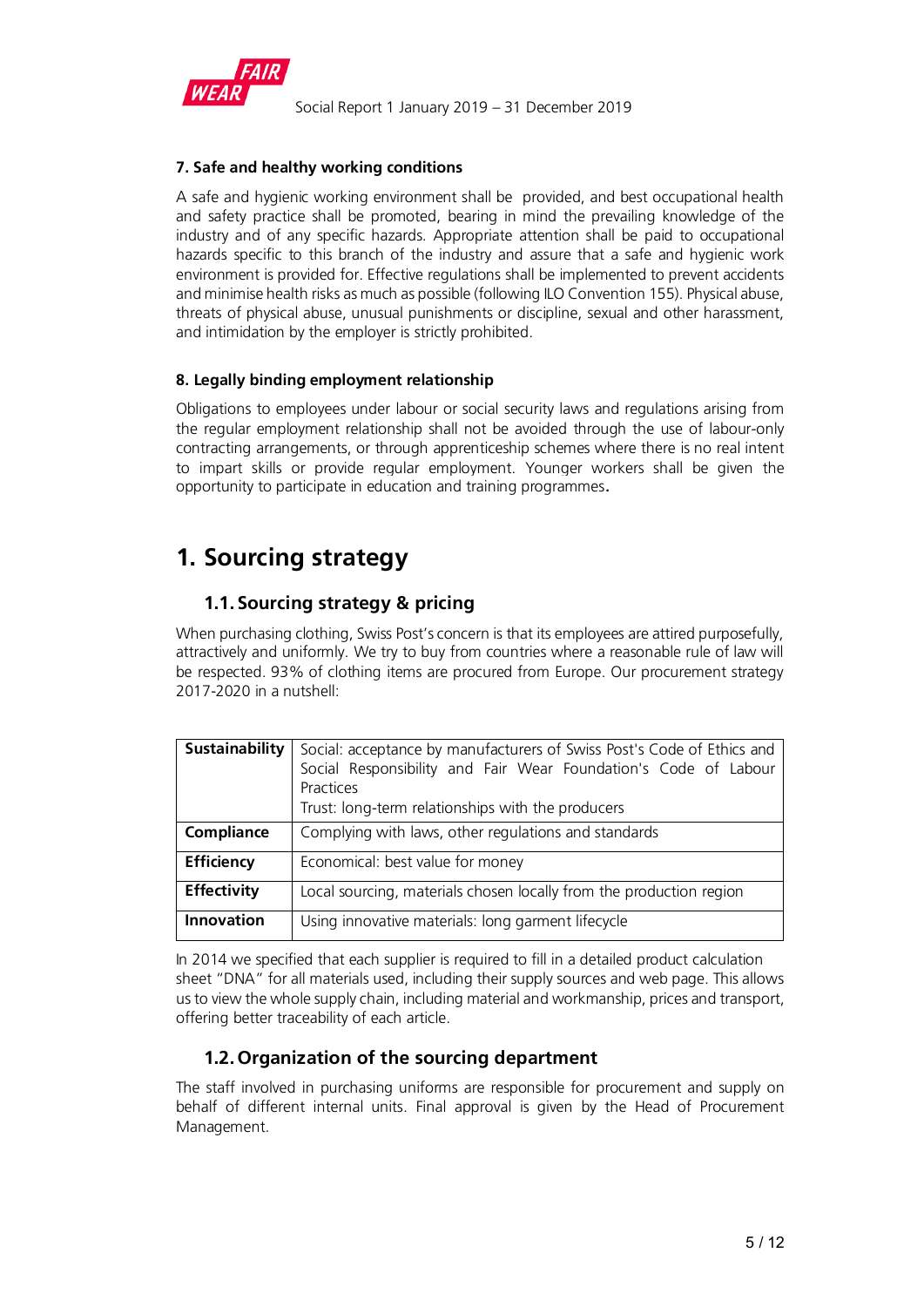### 7. Safe and healthy working conditions

A safe and hygienic working environment shall be provided, and best occupational health and safety practice shall be promoted, bearing in mind the prevailing knowledge of the industry and of any specific hazards. Appropriate attention shall be paid to occupational hazards specific to this branch of the industry and assure that a safe and hygienic work environment is provided for. Effective regulations shall be implemented to prevent accidents and minimise health risks as much as possible (following ILO Convention 155). Physical abuse, threats of physical abuse, unusual punishments or discipline, sexual and other harassment, and intimidation by the employer is strictly prohibited.

### 8. Legally binding employment relationship

Obligations to employees under labour or social security laws and regulations arising from the regular employment relationship shall not be avoided through the use of labour-only contracting arrangements, or through apprenticeship schemes where there is no real intent to impart skills or provide regular employment. Younger workers shall be given the opportunity to participate in education and training programmes.

# 1. Sourcing strategy

## 1.1. Sourcing strategy & pricing

When purchasing clothing, Swiss Post's concern is that its employees are attired purposefully, attractively and uniformly. We try to buy from countries where a reasonable rule of law will be respected. 93% of clothing items are procured from Europe. Our procurement strategy 2017-2020 in a nutshell:

| | |
|---|---|
| **Sustainability** | Social: acceptance by manufacturers of Swiss Post's Code of Ethics and Social Responsibility and Fair Wear Foundation's Code of Labour Practices<br>Trust: long-term relationships with the producers |
| **Compliance** | Complying with laws, other regulations and standards |
| **Efficiency** | Economical: best value for money |
| **Effectivity** | Local sourcing, materials chosen locally from the production region |
| **Innovation** | Using innovative materials: long garment lifecycle |

In 2014 we specified that each supplier is required to fill in a detailed product calculation sheet "DNA" for all materials used, including their supply sources and web page. This allows us to view the whole supply chain, including material and workmanship, prices and transport, offering better traceability of each article.

## 1.2. Organization of the sourcing department

The staff involved in purchasing uniforms are responsible for procurement and supply on behalf of different internal units. Final approval is given by the Head of Procurement Management.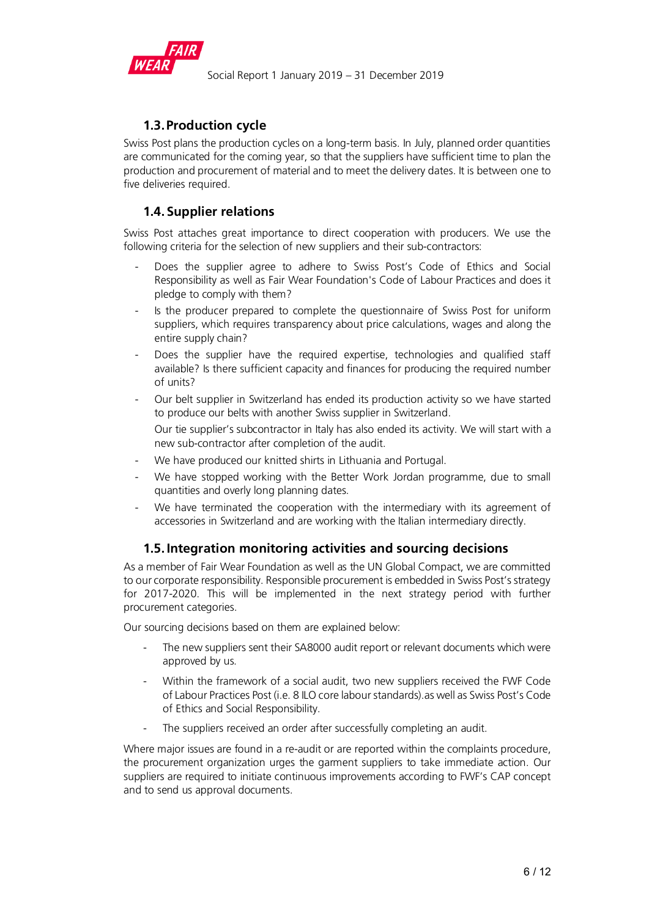## 1.3. Production cycle

Swiss Post plans the production cycles on a long-term basis. In July, planned order quantities are communicated for the coming year, so that the suppliers have sufficient time to plan the production and procurement of material and to meet the delivery dates. It is between one to five deliveries required.

## 1.4. Supplier relations

Swiss Post attaches great importance to direct cooperation with producers. We use the following criteria for the selection of new suppliers and their sub-contractors:

- Does the supplier agree to adhere to Swiss Post's Code of Ethics and Social Responsibility as well as Fair Wear Foundation's Code of Labour Practices and does it pledge to comply with them?
- Is the producer prepared to complete the questionnaire of Swiss Post for uniform suppliers, which requires transparency about price calculations, wages and along the entire supply chain?
- Does the supplier have the required expertise, technologies and qualified staff available? Is there sufficient capacity and finances for producing the required number of units?
- Our belt supplier in Switzerland has ended its production activity so we have started to produce our belts with another Swiss supplier in Switzerland.

  Our tie supplier's subcontractor in Italy has also ended its activity. We will start with a new sub-contractor after completion of the audit.
- We have produced our knitted shirts in Lithuania and Portugal.
- We have stopped working with the Better Work Jordan programme, due to small quantities and overly long planning dates.
- We have terminated the cooperation with the intermediary with its agreement of accessories in Switzerland and are working with the Italian intermediary directly.

## 1.5. Integration monitoring activities and sourcing decisions

As a member of Fair Wear Foundation as well as the UN Global Compact, we are committed to our corporate responsibility. Responsible procurement is embedded in Swiss Post's strategy for 2017-2020. This will be implemented in the next strategy period with further procurement categories.

Our sourcing decisions based on them are explained below:

- The new suppliers sent their SA8000 audit report or relevant documents which were approved by us.
- Within the framework of a social audit, two new suppliers received the FWF Code of Labour Practices Post (i.e. 8 ILO core labour standards).as well as Swiss Post's Code of Ethics and Social Responsibility.
- The suppliers received an order after successfully completing an audit.

Where major issues are found in a re-audit or are reported within the complaints procedure, the procurement organization urges the garment suppliers to take immediate action. Our suppliers are required to initiate continuous improvements according to FWF's CAP concept and to send us approval documents.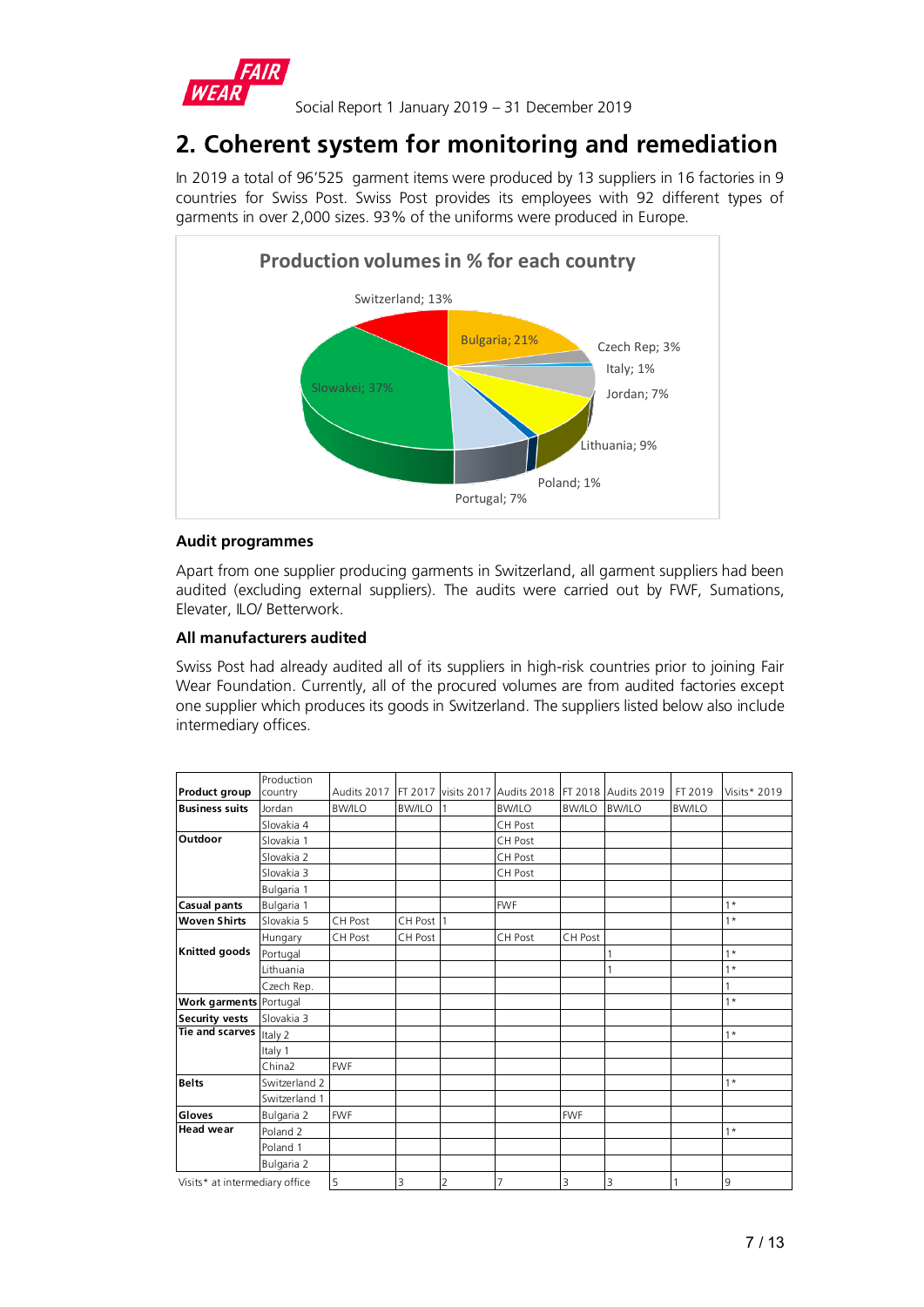## 2. Coherent system for monitoring and remediation

In 2019 a total of 96'525 garment items were produced by 13 suppliers in 16 factories in 9 countries for Swiss Post. Swiss Post provides its employees with 92 different types of garments in over 2,000 sizes. 93% of the uniforms were produced in Europe.

**Production volumes in % for each country**

Switzerland; 13%
Bulgaria; 21%
Czech Rep; 3%
Italy; 1%
Jordan; 7%
Lithuania; 9%
Poland; 1%
Portugal; 7%
Slowakei; 37%

### Audit programmes

Apart from one supplier producing garments in Switzerland, all garment suppliers had been audited (excluding external suppliers). The audits were carried out by FWF, Sumations, Elevater, ILO/ Betterwork.

### All manufacturers audited

Swiss Post had already audited all of its suppliers in high-risk countries prior to joining Fair Wear Foundation. Currently, all of the procured volumes are from audited factories except one supplier which produces its goods in Switzerland. The suppliers listed below also include intermediary offices.

| Product group | Production country | Audits 2017 | FT 2017 | visits 2017 | Audits 2018 | FT 2018 | Audits 2019 | FT 2019 | Visits* 2019 |
|---|---|---|---|---|---|---|---|---|---|
| **Business suits** | Jordan | BW/ILO | BW/ILO | 1 | BW/ILO | BW/ILO | BW/ILO | BW/ILO | |
| | Slovakia 4 | | | | CH Post | | | | |
| **Outdoor** | Slovakia 1 | | | | CH Post | | | | |
| | Slovakia 2 | | | | CH Post | | | | |
| | Slovakia 3 | | | | CH Post | | | | |
| | Bulgaria 1 | | | | | | | | |
| **Casual pants** | Bulgaria 1 | | | | FWF | | | | 1* |
| **Woven Shirts** | Slovakia 5 | CH Post | CH Post | 1 | | | | | 1* |
| **Knitted goods** | Hungary | CH Post | CH Post | | CH Post | CH Post | | | |
| | Portugal | | | | | | 1 | | 1* |
| | Lithuania | | | | | | 1 | | 1* |
| | Czech Rep. | | | | | | | | 1 |
| **Work garments** | Portugal | | | | | | | | 1* |
| **Security vests** | Slovakia 3 | | | | | | | | |
| **Tie and scarves** | Italy 2 | | | | | | | | 1* |
| | Italy 1 | | | | | | | | |
| | China2 | FWF | | | | | | | |
| **Belts** | Switzerland 2 | | | | | | | | 1* |
| | Switzerland 1 | | | | | | | | |
| **Gloves** | Bulgaria 2 | FWF | | | | FWF | | | |
| **Head wear** | Poland 2 | | | | | | | | 1* |
| | Poland 1 | | | | | | | | |
| | Bulgaria 2 | | | | | | | | |
| Visits* at intermediary office | | 5 | 3 | 2 | 7 | 3 | 3 | 1 | 9 |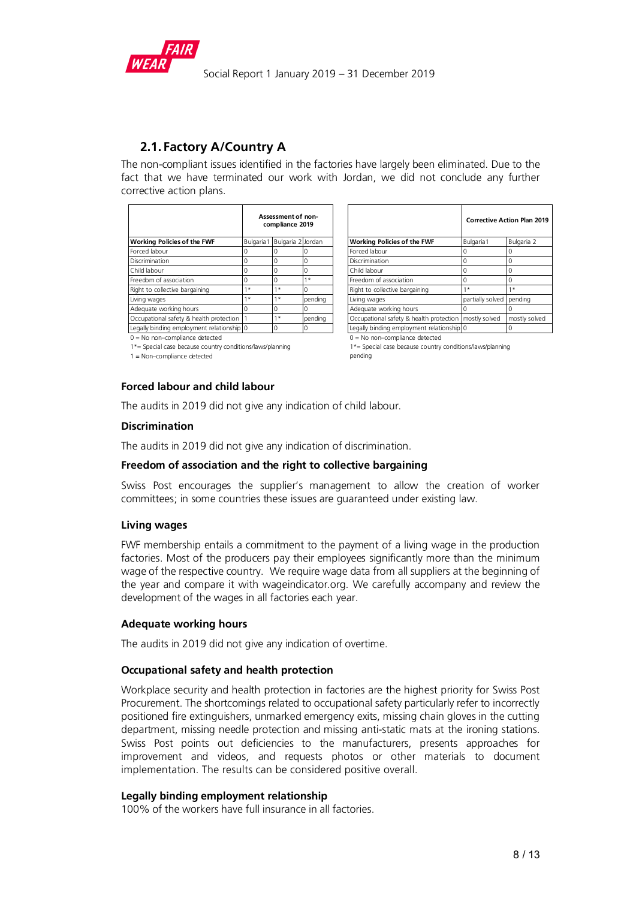## 2.1. Factory A/Country A

The non-compliant issues identified in the factories have largely been eliminated. Due to the fact that we have terminated our work with Jordan, we did not conclude any further corrective action plans.

| | Assessment of non-compliance 2019 | | |
|---|---|---|---|
| **Working Policies of the FWF** | Bulgaria1 | Bulgaria 2 | Jordan |
| Forced labour | 0 | 0 | 0 |
| Discrimination | 0 | 0 | 0 |
| Child labour | 0 | 0 | 0 |
| Freedom of association | 0 | 0 | 1* |
| Right to collective bargaining | 1* | 1* | 0 |
| Living wages | 1* | 1* | pending |
| Adequate working hours | 0 | 0 | 0 |
| Occupational safety & health protection | 1 | 1* | pending |
| Legally binding employment relationship | 0 | 0 | 0 |

0 = No non–compliance detected

1*= Special case because country conditions/laws/planning

1 = Non–compliance detected

| | Corrective Action Plan 2019 | |
|---|---|---|
| **Working Policies of the FWF** | Bulgaria1 | Bulgaria 2 |
| Forced labour | 0 | 0 |
| Discrimination | 0 | 0 |
| Child labour | 0 | 0 |
| Freedom of association | 0 | 0 |
| Right to collective bargaining | 1* | 1* |
| Living wages | partially solved | pending |
| Adequate working hours | 0 | 0 |
| Occupational safety & health protection | mostly solved | mostly solved |
| Legally binding employment relationship | 0 | 0 |

0 = No non–compliance detected

1*= Special case because country conditions/laws/planning pending

### Forced labour and child labour

The audits in 2019 did not give any indication of child labour.

### Discrimination

The audits in 2019 did not give any indication of discrimination.

### Freedom of association and the right to collective bargaining

Swiss Post encourages the supplier's management to allow the creation of worker committees; in some countries these issues are guaranteed under existing law.

### Living wages

FWF membership entails a commitment to the payment of a living wage in the production factories. Most of the producers pay their employees significantly more than the minimum wage of the respective country. We require wage data from all suppliers at the beginning of the year and compare it with wageindicator.org. We carefully accompany and review the development of the wages in all factories each year.

### Adequate working hours

The audits in 2019 did not give any indication of overtime.

### Occupational safety and health protection

Workplace security and health protection in factories are the highest priority for Swiss Post Procurement. The shortcomings related to occupational safety particularly refer to incorrectly positioned fire extinguishers, unmarked emergency exits, missing chain gloves in the cutting department, missing needle protection and missing anti-static mats at the ironing stations. Swiss Post points out deficiencies to the manufacturers, presents approaches for improvement and videos, and requests photos or other materials to document implementation. The results can be considered positive overall.

### Legally binding employment relationship

100% of the workers have full insurance in all factories.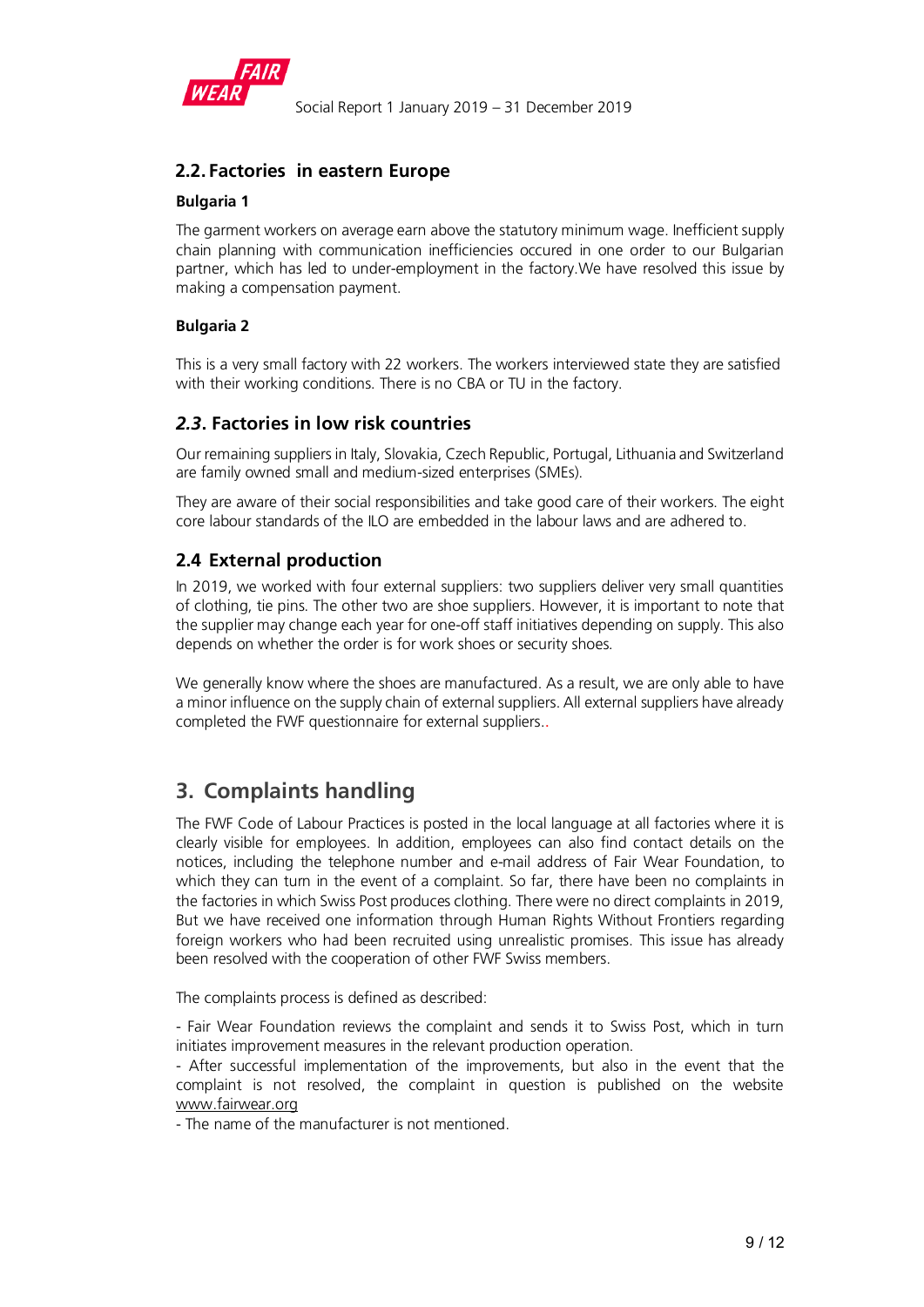## 2.2. Factories in eastern Europe

### Bulgaria 1

The garment workers on average earn above the statutory minimum wage. Inefficient supply chain planning with communication inefficiencies occured in one order to our Bulgarian partner, which has led to under-employment in the factory.We have resolved this issue by making a compensation payment.

### Bulgaria 2

This is a very small factory with 22 workers. The workers interviewed state they are satisfied with their working conditions. There is no CBA or TU in the factory.

## *2.3*. Factories in low risk countries

Our remaining suppliers in Italy, Slovakia, Czech Republic, Portugal, Lithuania and Switzerland are family owned small and medium-sized enterprises (SMEs).

They are aware of their social responsibilities and take good care of their workers. The eight core labour standards of the ILO are embedded in the labour laws and are adhered to.

## 2.4 External production

In 2019, we worked with four external suppliers: two suppliers deliver very small quantities of clothing, tie pins. The other two are shoe suppliers. However, it is important to note that the supplier may change each year for one-off staff initiatives depending on supply. This also depends on whether the order is for work shoes or security shoes.

We generally know where the shoes are manufactured. As a result, we are only able to have a minor influence on the supply chain of external suppliers. All external suppliers have already completed the FWF questionnaire for external suppliers..

# 3. Complaints handling

The FWF Code of Labour Practices is posted in the local language at all factories where it is clearly visible for employees. In addition, employees can also find contact details on the notices, including the telephone number and e-mail address of Fair Wear Foundation, to which they can turn in the event of a complaint. So far, there have been no complaints in the factories in which Swiss Post produces clothing. There were no direct complaints in 2019, But we have received one information through Human Rights Without Frontiers regarding foreign workers who had been recruited using unrealistic promises. This issue has already been resolved with the cooperation of other FWF Swiss members.

The complaints process is defined as described:

- Fair Wear Foundation reviews the complaint and sends it to Swiss Post, which in turn initiates improvement measures in the relevant production operation.
- After successful implementation of the improvements, but also in the event that the complaint is not resolved, the complaint in question is published on the website www.fairwear.org
- The name of the manufacturer is not mentioned.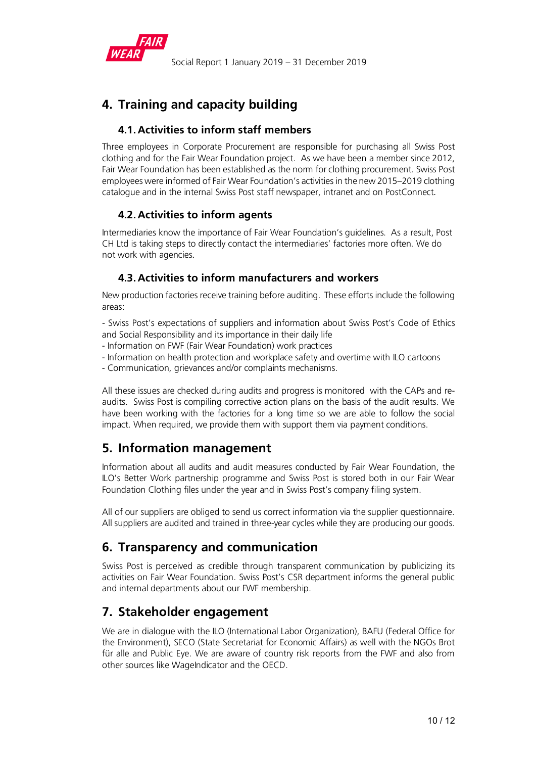## 4. Training and capacity building

### 4.1. Activities to inform staff members

Three employees in Corporate Procurement are responsible for purchasing all Swiss Post clothing and for the Fair Wear Foundation project. As we have been a member since 2012, Fair Wear Foundation has been established as the norm for clothing procurement. Swiss Post employees were informed of Fair Wear Foundation's activities in the new 2015–2019 clothing catalogue and in the internal Swiss Post staff newspaper, intranet and on PostConnect.

### 4.2. Activities to inform agents

Intermediaries know the importance of Fair Wear Foundation's guidelines. As a result, Post CH Ltd is taking steps to directly contact the intermediaries' factories more often. We do not work with agencies.

### 4.3. Activities to inform manufacturers and workers

New production factories receive training before auditing. These efforts include the following areas:

- Swiss Post's expectations of suppliers and information about Swiss Post's Code of Ethics and Social Responsibility and its importance in their daily life
- Information on FWF (Fair Wear Foundation) work practices
- Information on health protection and workplace safety and overtime with ILO cartoons
- Communication, grievances and/or complaints mechanisms.

All these issues are checked during audits and progress is monitored with the CAPs and re-audits. Swiss Post is compiling corrective action plans on the basis of the audit results. We have been working with the factories for a long time so we are able to follow the social impact. When required, we provide them with support them via payment conditions.

## 5. Information management

Information about all audits and audit measures conducted by Fair Wear Foundation, the ILO's Better Work partnership programme and Swiss Post is stored both in our Fair Wear Foundation Clothing files under the year and in Swiss Post's company filing system.

All of our suppliers are obliged to send us correct information via the supplier questionnaire. All suppliers are audited and trained in three-year cycles while they are producing our goods.

## 6. Transparency and communication

Swiss Post is perceived as credible through transparent communication by publicizing its activities on Fair Wear Foundation. Swiss Post's CSR department informs the general public and internal departments about our FWF membership.

## 7. Stakeholder engagement

We are in dialogue with the ILO (International Labor Organization), BAFU (Federal Office for the Environment), SECO (State Secretariat for Economic Affairs) as well with the NGOs Brot für alle and Public Eye. We are aware of country risk reports from the FWF and also from other sources like WageIndicator and the OECD.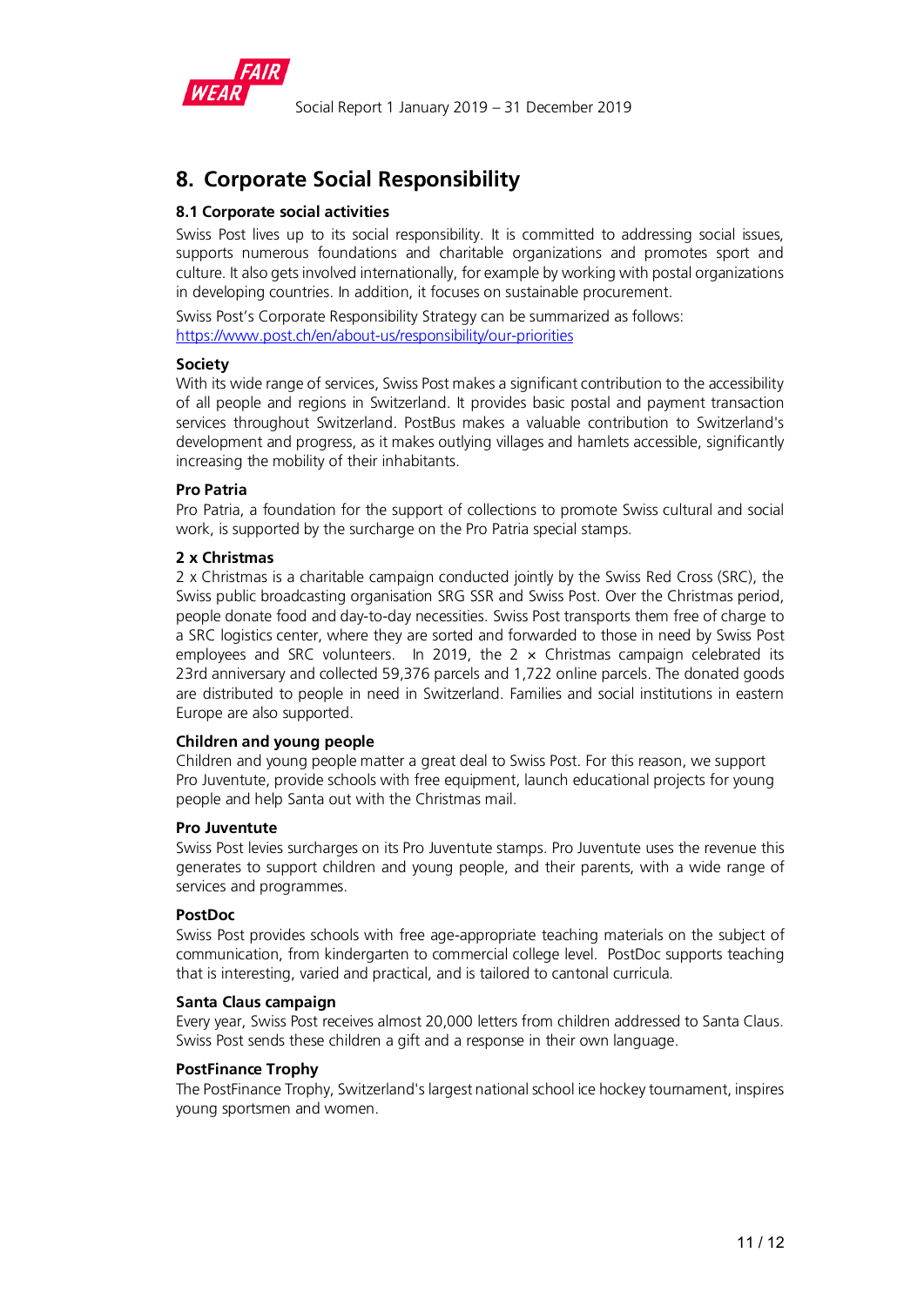## 8. Corporate Social Responsibility

### 8.1 Corporate social activities

Swiss Post lives up to its social responsibility. It is committed to addressing social issues, supports numerous foundations and charitable organizations and promotes sport and culture. It also gets involved internationally, for example by working with postal organizations in developing countries. In addition, it focuses on sustainable procurement.

Swiss Post's Corporate Responsibility Strategy can be summarized as follows: https://www.post.ch/en/about-us/responsibility/our-priorities

#### Society

With its wide range of services, Swiss Post makes a significant contribution to the accessibility of all people and regions in Switzerland. It provides basic postal and payment transaction services throughout Switzerland. PostBus makes a valuable contribution to Switzerland's development and progress, as it makes outlying villages and hamlets accessible, significantly increasing the mobility of their inhabitants.

#### Pro Patria

Pro Patria, a foundation for the support of collections to promote Swiss cultural and social work, is supported by the surcharge on the Pro Patria special stamps.

#### 2 x Christmas

2 x Christmas is a charitable campaign conducted jointly by the Swiss Red Cross (SRC), the Swiss public broadcasting organisation SRG SSR and Swiss Post. Over the Christmas period, people donate food and day-to-day necessities. Swiss Post transports them free of charge to a SRC logistics center, where they are sorted and forwarded to those in need by Swiss Post employees and SRC volunteers. In 2019, the 2 × Christmas campaign celebrated its 23rd anniversary and collected 59,376 parcels and 1,722 online parcels. The donated goods are distributed to people in need in Switzerland. Families and social institutions in eastern Europe are also supported.

#### Children and young people

Children and young people matter a great deal to Swiss Post. For this reason, we support Pro Juventute, provide schools with free equipment, launch educational projects for young people and help Santa out with the Christmas mail.

#### Pro Juventute

Swiss Post levies surcharges on its Pro Juventute stamps. Pro Juventute uses the revenue this generates to support children and young people, and their parents, with a wide range of services and programmes.

#### PostDoc

Swiss Post provides schools with free age-appropriate teaching materials on the subject of communication, from kindergarten to commercial college level. PostDoc supports teaching that is interesting, varied and practical, and is tailored to cantonal curricula.

#### Santa Claus campaign

Every year, Swiss Post receives almost 20,000 letters from children addressed to Santa Claus. Swiss Post sends these children a gift and a response in their own language.

#### PostFinance Trophy

The PostFinance Trophy, Switzerland's largest national school ice hockey tournament, inspires young sportsmen and women.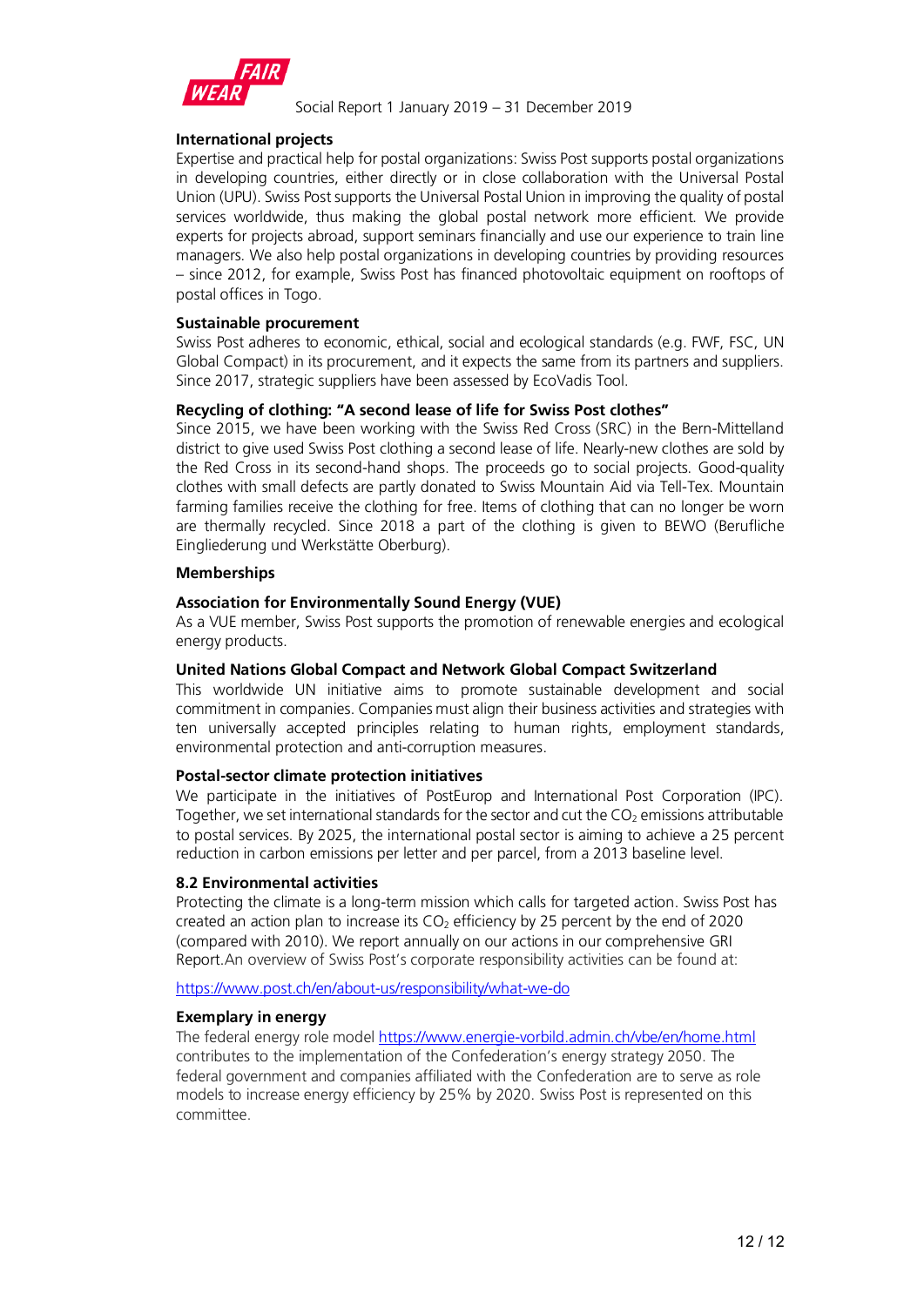### International projects

Expertise and practical help for postal organizations: Swiss Post supports postal organizations in developing countries, either directly or in close collaboration with the Universal Postal Union (UPU). Swiss Post supports the Universal Postal Union in improving the quality of postal services worldwide, thus making the global postal network more efficient. We provide experts for projects abroad, support seminars financially and use our experience to train line managers. We also help postal organizations in developing countries by providing resources – since 2012, for example, Swiss Post has financed photovoltaic equipment on rooftops of postal offices in Togo.

### Sustainable procurement

Swiss Post adheres to economic, ethical, social and ecological standards (e.g. FWF, FSC, UN Global Compact) in its procurement, and it expects the same from its partners and suppliers. Since 2017, strategic suppliers have been assessed by EcoVadis Tool.

### Recycling of clothing: "A second lease of life for Swiss Post clothes"

Since 2015, we have been working with the Swiss Red Cross (SRC) in the Bern-Mittelland district to give used Swiss Post clothing a second lease of life. Nearly-new clothes are sold by the Red Cross in its second-hand shops. The proceeds go to social projects. Good-quality clothes with small defects are partly donated to Swiss Mountain Aid via Tell-Tex. Mountain farming families receive the clothing for free. Items of clothing that can no longer be worn are thermally recycled. Since 2018 a part of the clothing is given to BEWO (Berufliche Eingliederung und Werkstätte Oberburg).

### Memberships

### Association for Environmentally Sound Energy (VUE)

As a VUE member, Swiss Post supports the promotion of renewable energies and ecological energy products.

### United Nations Global Compact and Network Global Compact Switzerland

This worldwide UN initiative aims to promote sustainable development and social commitment in companies. Companies must align their business activities and strategies with ten universally accepted principles relating to human rights, employment standards, environmental protection and anti-corruption measures.

### Postal-sector climate protection initiatives

We participate in the initiatives of PostEurop and International Post Corporation (IPC). Together, we set international standards for the sector and cut the $CO_2$ emissions attributable to postal services. By 2025, the international postal sector is aiming to achieve a 25 percent reduction in carbon emissions per letter and per parcel, from a 2013 baseline level.

### 8.2 Environmental activities

Protecting the climate is a long-term mission which calls for targeted action. Swiss Post has created an action plan to increase its $CO_2$ efficiency by 25 percent by the end of 2020 (compared with 2010). We report annually on our actions in our comprehensive GRI Report.An overview of Swiss Post's corporate responsibility activities can be found at:

https://www.post.ch/en/about-us/responsibility/what-we-do

### Exemplary in energy

The federal energy role model https://www.energie-vorbild.admin.ch/vbe/en/home.html contributes to the implementation of the Confederation's energy strategy 2050. The federal government and companies affiliated with the Confederation are to serve as role models to increase energy efficiency by 25% by 2020. Swiss Post is represented on this committee.